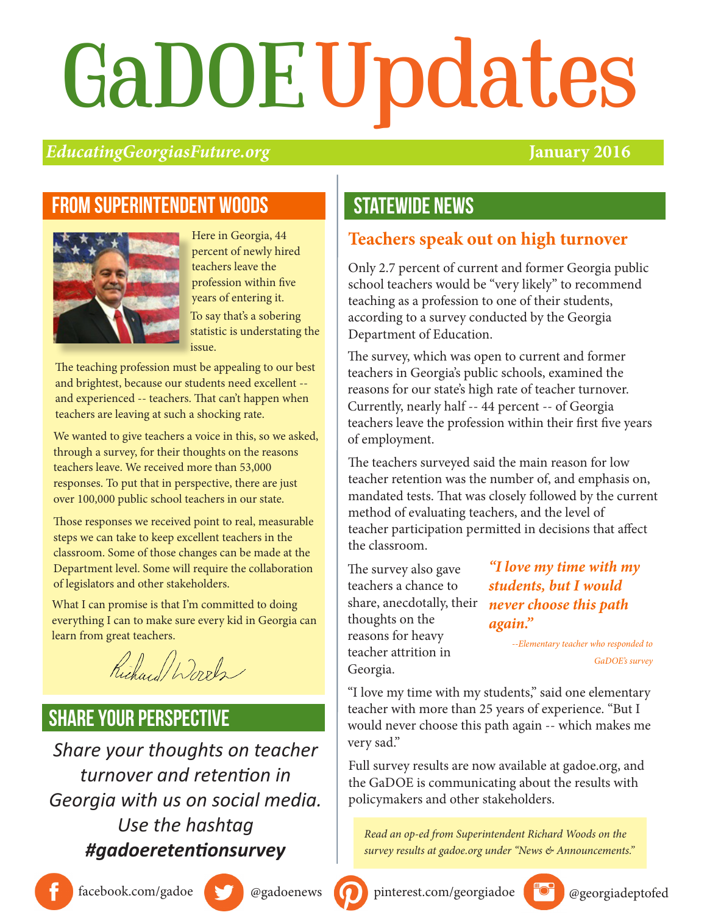# GaDOE Updates

*EducatingGeorgiasFuture.org* **January 2016**

## FROM SUPERINTENDENT WOODS

Here in Georgia, 44 percent of newly hired teachers leave the profession within five years of entering it. To say that's a sobering statistic is understating the issue.

The teaching profession must be appealing to our best and brightest, because our students need excellent -- and experienced -- teachers. That can't happen when teachers are leaving at such a shocking rate.

We wanted to give teachers a voice in this, so we asked, through a survey, for their thoughts on the reasons teachers leave. We received more than 53,000 responses. To put that in perspective, there are just over 100,000 public school teachers in our state.

Those responses we received point to real, measurable steps we can take to keep excellent teachers in the classroom. Some of those changes can be made at the Department level. Some will require the collaboration of legislators and other stakeholders.

What I can promise is that I'm committed to doing everything I can to make sure every kid in Georgia can learn from great teachers.

*Richard Woods*

## SHARE YOUR PERSPECTIVE

*Share your thoughts on teacher turnover and retention in Georgia with us on social media. Use the hashtag* ***#gadoeretentionsurvey***

## STATEWIDE NEWS

### Teachers speak out on high turnover

Only 2.7 percent of current and former Georgia public school teachers would be "very likely" to recommend teaching as a profession to one of their students, according to a survey conducted by the Georgia Department of Education.

The survey, which was open to current and former teachers in Georgia's public schools, examined the reasons for our state's high rate of teacher turnover. Currently, nearly half -- 44 percent -- of Georgia teachers leave the profession within their first five years of employment.

The teachers surveyed said the main reason for low teacher retention was the number of, and emphasis on, mandated tests. That was closely followed by the current method of evaluating teachers, and the level of teacher participation permitted in decisions that affect the classroom.

The survey also gave teachers a chance to share, anecdotally, their thoughts on the reasons for heavy teacher attrition in Georgia.

> ***"I love my time with my students, but I would never choose this path again."***
>
> *--Elementary teacher who responded to GaDOE's survey*

"I love my time with my students," said one elementary teacher with more than 25 years of experience. "But I would never choose this path again -- which makes me very sad."

Full survey results are now available at gadoe.org, and the GaDOE is communicating about the results with policymakers and other stakeholders.

*Read an op-ed from Superintendent Richard Woods on the survey results at gadoe.org under "News & Announcements."*

facebook.com/gadoe | @gadoenews | pinterest.com/georgiadoe | @georgiadeptofed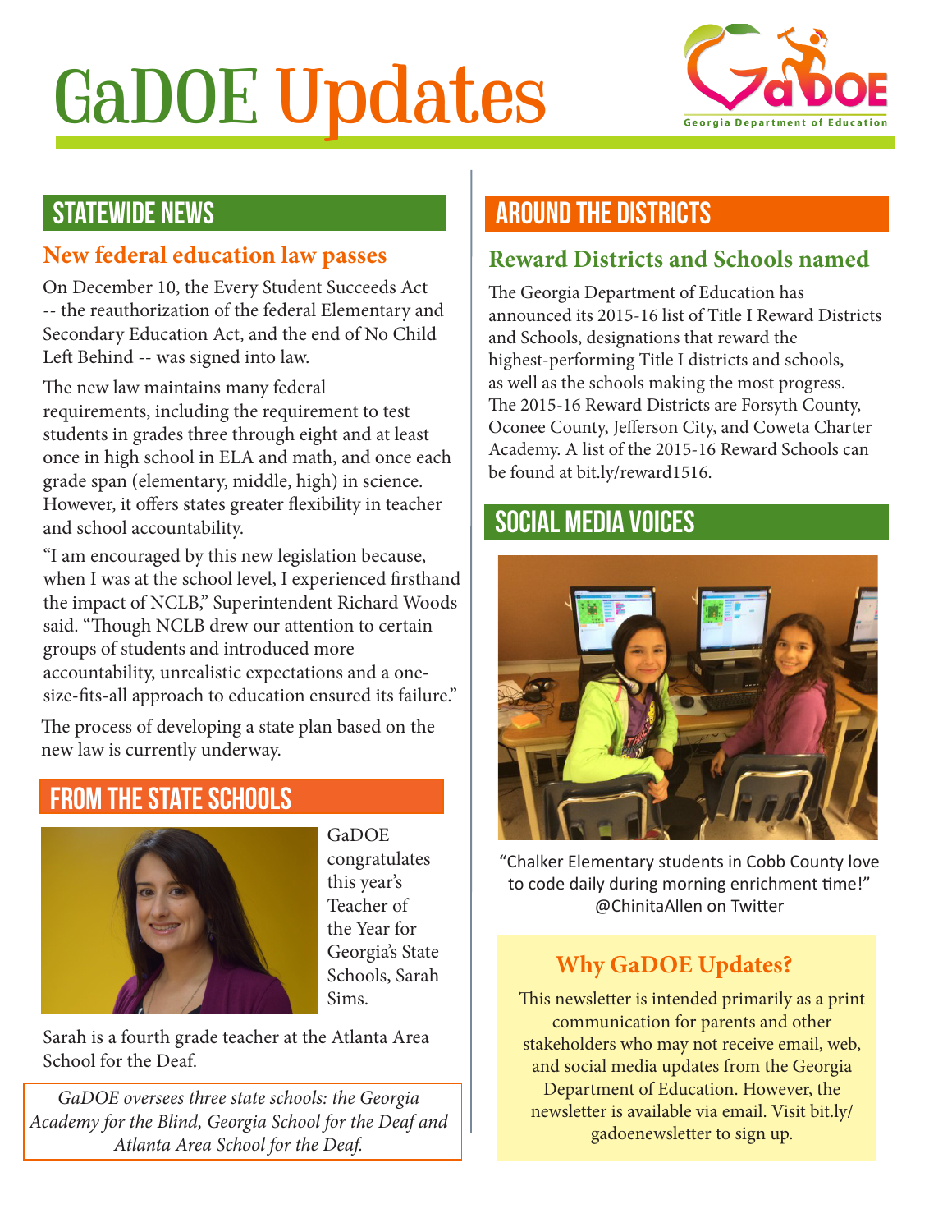# GaDOE Updates

Georgia Department of Education

## STATEWIDE NEWS

### New federal education law passes

On December 10, the Every Student Succeeds Act -- the reauthorization of the federal Elementary and Secondary Education Act, and the end of No Child Left Behind -- was signed into law.

The new law maintains many federal requirements, including the requirement to test students in grades three through eight and at least once in high school in ELA and math, and once each grade span (elementary, middle, high) in science. However, it offers states greater flexibility in teacher and school accountability.

"I am encouraged by this new legislation because, when I was at the school level, I experienced firsthand the impact of NCLB," Superintendent Richard Woods said. "Though NCLB drew our attention to certain groups of students and introduced more accountability, unrealistic expectations and a one-size-fits-all approach to education ensured its failure."

The process of developing a state plan based on the new law is currently underway.

## FROM THE STATE SCHOOLS

GaDOE congratulates this year's Teacher of the Year for Georgia's State Schools, Sarah Sims.

Sarah is a fourth grade teacher at the Atlanta Area School for the Deaf.

*GaDOE oversees three state schools: the Georgia Academy for the Blind, Georgia School for the Deaf and Atlanta Area School for the Deaf.*

## AROUND THE DISTRICTS

### Reward Districts and Schools named

The Georgia Department of Education has announced its 2015-16 list of Title I Reward Districts and Schools, designations that reward the highest-performing Title I districts and schools, as well as the schools making the most progress. The 2015-16 Reward Districts are Forsyth County, Oconee County, Jefferson City, and Coweta Charter Academy. A list of the 2015-16 Reward Schools can be found at bit.ly/reward1516.

## SOCIAL MEDIA VOICES

"Chalker Elementary students in Cobb County love to code daily during morning enrichment time!" @ChinitaAllen on Twitter

### Why GaDOE Updates?

This newsletter is intended primarily as a print communication for parents and other stakeholders who may not receive email, web, and social media updates from the Georgia Department of Education. However, the newsletter is available via email. Visit bit.ly/gadoenewsletter to sign up.